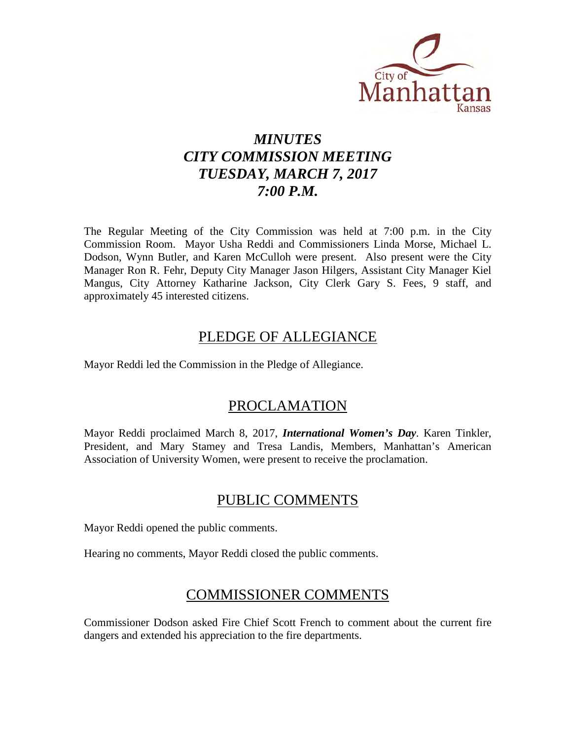# *MINUTES*
# *CITY COMMISSION MEETING*
# *TUESDAY, MARCH 7, 2017*
# *7:00 P.M.*

The Regular Meeting of the City Commission was held at 7:00 p.m. in the City Commission Room. Mayor Usha Reddi and Commissioners Linda Morse, Michael L. Dodson, Wynn Butler, and Karen McCulloh were present. Also present were the City Manager Ron R. Fehr, Deputy City Manager Jason Hilgers, Assistant City Manager Kiel Mangus, City Attorney Katharine Jackson, City Clerk Gary S. Fees, 9 staff, and approximately 45 interested citizens.

## PLEDGE OF ALLEGIANCE

Mayor Reddi led the Commission in the Pledge of Allegiance.

## PROCLAMATION

Mayor Reddi proclaimed March 8, 2017, ***International Women's Day***. Karen Tinkler, President, and Mary Stamey and Tresa Landis, Members, Manhattan's American Association of University Women, were present to receive the proclamation.

## PUBLIC COMMENTS

Mayor Reddi opened the public comments.

Hearing no comments, Mayor Reddi closed the public comments.

## COMMISSIONER COMMENTS

Commissioner Dodson asked Fire Chief Scott French to comment about the current fire dangers and extended his appreciation to the fire departments.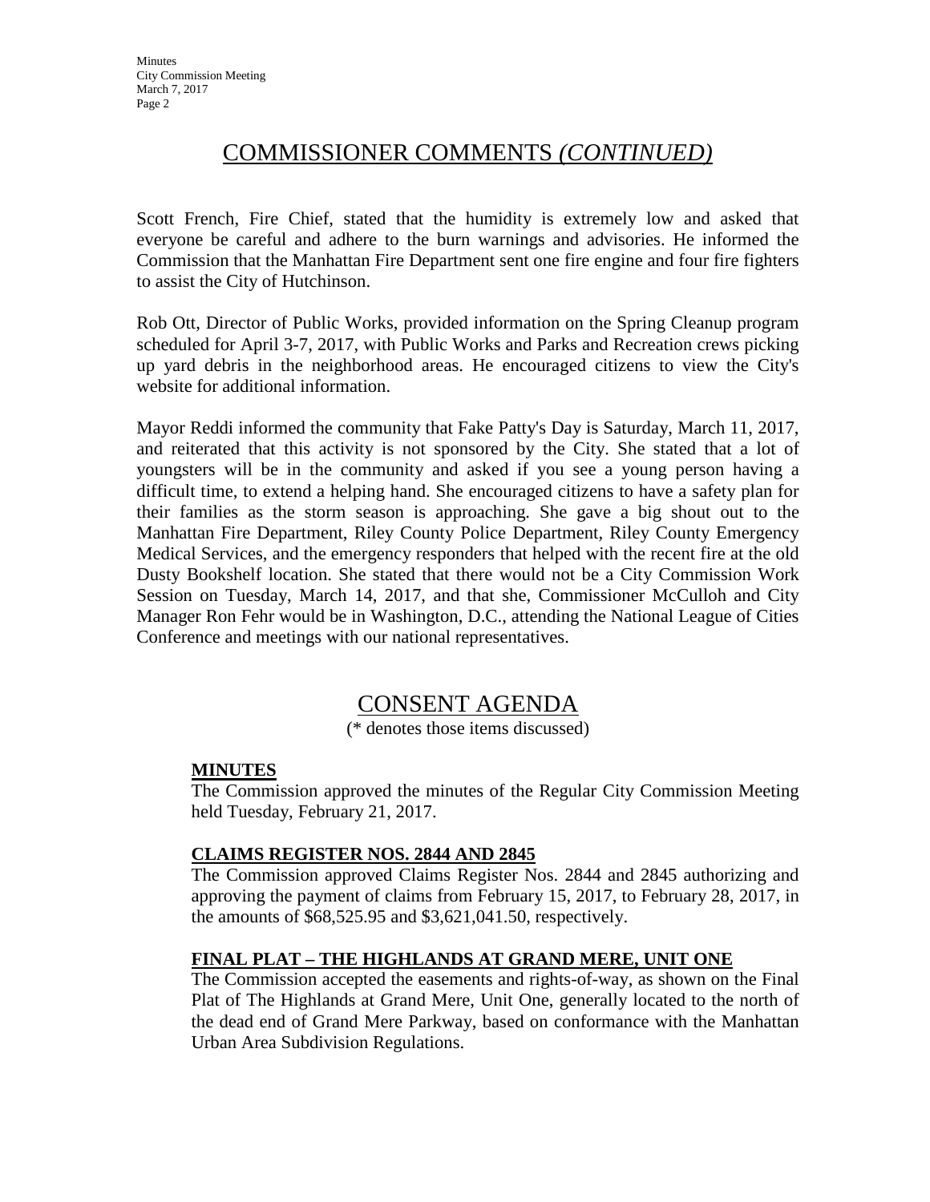## COMMISSIONER COMMENTS *(CONTINUED)*

Scott French, Fire Chief, stated that the humidity is extremely low and asked that everyone be careful and adhere to the burn warnings and advisories. He informed the Commission that the Manhattan Fire Department sent one fire engine and four fire fighters to assist the City of Hutchinson.

Rob Ott, Director of Public Works, provided information on the Spring Cleanup program scheduled for April 3-7, 2017, with Public Works and Parks and Recreation crews picking up yard debris in the neighborhood areas. He encouraged citizens to view the City's website for additional information.

Mayor Reddi informed the community that Fake Patty's Day is Saturday, March 11, 2017, and reiterated that this activity is not sponsored by the City. She stated that a lot of youngsters will be in the community and asked if you see a young person having a difficult time, to extend a helping hand. She encouraged citizens to have a safety plan for their families as the storm season is approaching. She gave a big shout out to the Manhattan Fire Department, Riley County Police Department, Riley County Emergency Medical Services, and the emergency responders that helped with the recent fire at the old Dusty Bookshelf location. She stated that there would not be a City Commission Work Session on Tuesday, March 14, 2017, and that she, Commissioner McCulloh and City Manager Ron Fehr would be in Washington, D.C., attending the National League of Cities Conference and meetings with our national representatives.

## CONSENT AGENDA

(* denotes those items discussed)

**MINUTES**

The Commission approved the minutes of the Regular City Commission Meeting held Tuesday, February 21, 2017.

**CLAIMS REGISTER NOS. 2844 AND 2845**

The Commission approved Claims Register Nos. 2844 and 2845 authorizing and approving the payment of claims from February 15, 2017, to February 28, 2017, in the amounts of $68,525.95 and $3,621,041.50, respectively.

**FINAL PLAT – THE HIGHLANDS AT GRAND MERE, UNIT ONE**

The Commission accepted the easements and rights-of-way, as shown on the Final Plat of The Highlands at Grand Mere, Unit One, generally located to the north of the dead end of Grand Mere Parkway, based on conformance with the Manhattan Urban Area Subdivision Regulations.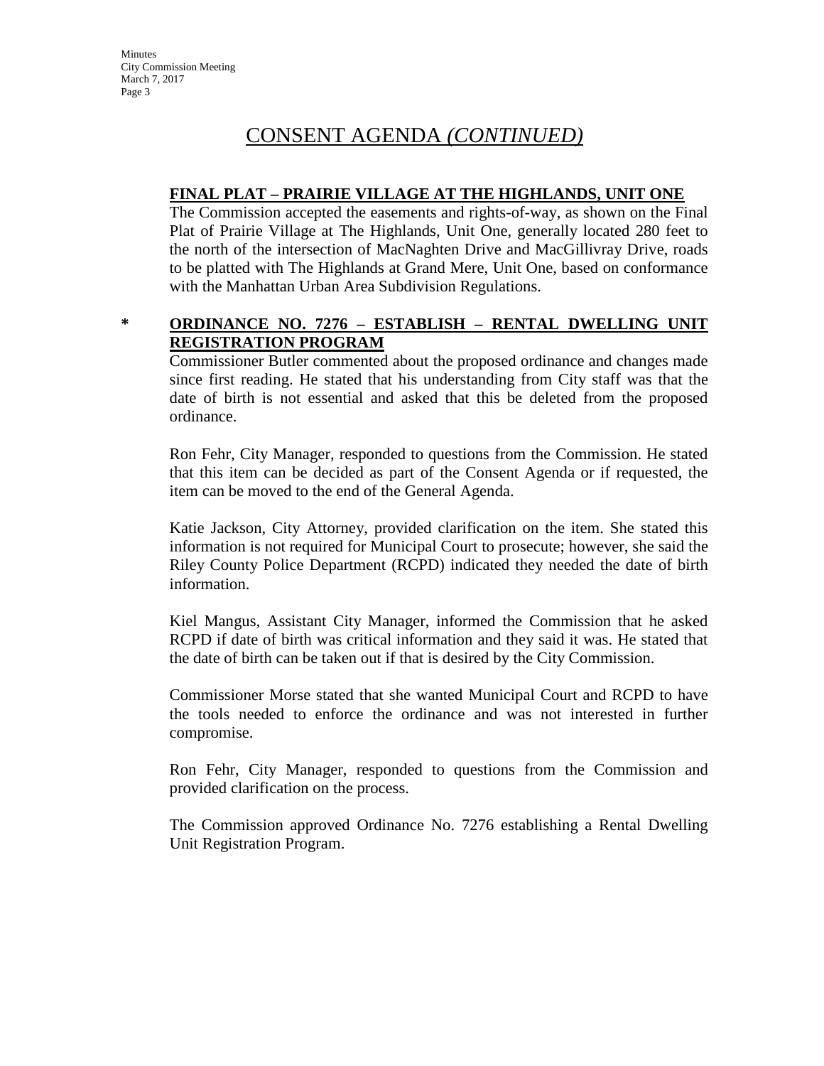## CONSENT AGENDA *(CONTINUED)*

**FINAL PLAT – PRAIRIE VILLAGE AT THE HIGHLANDS, UNIT ONE**

The Commission accepted the easements and rights-of-way, as shown on the Final Plat of Prairie Village at The Highlands, Unit One, generally located 280 feet to the north of the intersection of MacNaghten Drive and MacGillivray Drive, roads to be platted with The Highlands at Grand Mere, Unit One, based on conformance with the Manhattan Urban Area Subdivision Regulations.

\* **ORDINANCE NO. 7276 – ESTABLISH – RENTAL DWELLING UNIT REGISTRATION PROGRAM**

Commissioner Butler commented about the proposed ordinance and changes made since first reading. He stated that his understanding from City staff was that the date of birth is not essential and asked that this be deleted from the proposed ordinance.

Ron Fehr, City Manager, responded to questions from the Commission. He stated that this item can be decided as part of the Consent Agenda or if requested, the item can be moved to the end of the General Agenda.

Katie Jackson, City Attorney, provided clarification on the item. She stated this information is not required for Municipal Court to prosecute; however, she said the Riley County Police Department (RCPD) indicated they needed the date of birth information.

Kiel Mangus, Assistant City Manager, informed the Commission that he asked RCPD if date of birth was critical information and they said it was. He stated that the date of birth can be taken out if that is desired by the City Commission.

Commissioner Morse stated that she wanted Municipal Court and RCPD to have the tools needed to enforce the ordinance and was not interested in further compromise.

Ron Fehr, City Manager, responded to questions from the Commission and provided clarification on the process.

The Commission approved Ordinance No. 7276 establishing a Rental Dwelling Unit Registration Program.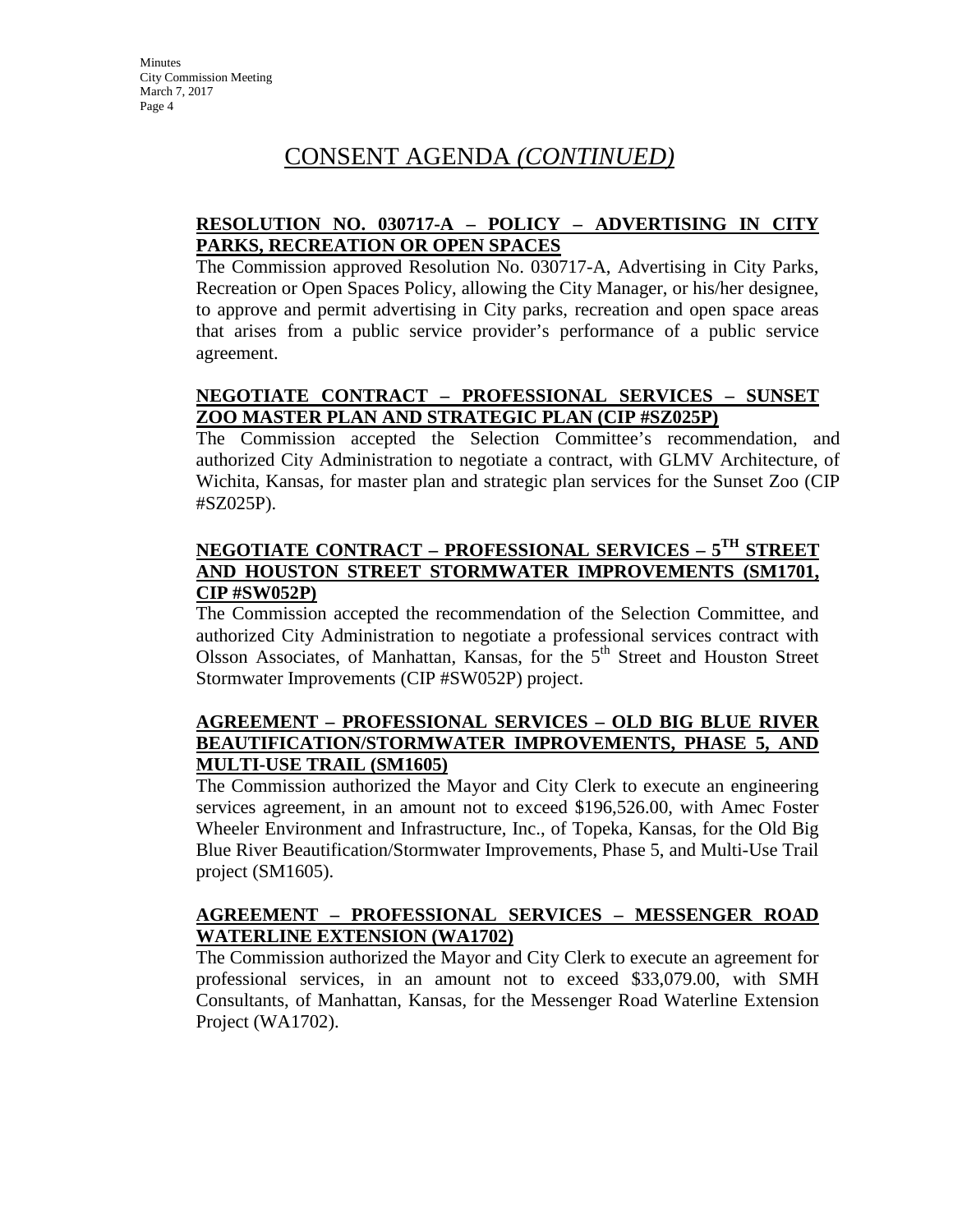# CONSENT AGENDA *(CONTINUED)*

**RESOLUTION NO. 030717-A – POLICY – ADVERTISING IN CITY PARKS, RECREATION OR OPEN SPACES**

The Commission approved Resolution No. 030717-A, Advertising in City Parks, Recreation or Open Spaces Policy, allowing the City Manager, or his/her designee, to approve and permit advertising in City parks, recreation and open space areas that arises from a public service provider's performance of a public service agreement.

**NEGOTIATE CONTRACT – PROFESSIONAL SERVICES – SUNSET ZOO MASTER PLAN AND STRATEGIC PLAN (CIP #SZ025P)**

The Commission accepted the Selection Committee's recommendation, and authorized City Administration to negotiate a contract, with GLMV Architecture, of Wichita, Kansas, for master plan and strategic plan services for the Sunset Zoo (CIP #SZ025P).

**NEGOTIATE CONTRACT – PROFESSIONAL SERVICES – 5TH STREET AND HOUSTON STREET STORMWATER IMPROVEMENTS (SM1701, CIP #SW052P)**

The Commission accepted the recommendation of the Selection Committee, and authorized City Administration to negotiate a professional services contract with Olsson Associates, of Manhattan, Kansas, for the 5th Street and Houston Street Stormwater Improvements (CIP #SW052P) project.

**AGREEMENT – PROFESSIONAL SERVICES – OLD BIG BLUE RIVER BEAUTIFICATION/STORMWATER IMPROVEMENTS, PHASE 5, AND MULTI-USE TRAIL (SM1605)**

The Commission authorized the Mayor and City Clerk to execute an engineering services agreement, in an amount not to exceed $196,526.00, with Amec Foster Wheeler Environment and Infrastructure, Inc., of Topeka, Kansas, for the Old Big Blue River Beautification/Stormwater Improvements, Phase 5, and Multi-Use Trail project (SM1605).

**AGREEMENT – PROFESSIONAL SERVICES – MESSENGER ROAD WATERLINE EXTENSION (WA1702)**

The Commission authorized the Mayor and City Clerk to execute an agreement for professional services, in an amount not to exceed $33,079.00, with SMH Consultants, of Manhattan, Kansas, for the Messenger Road Waterline Extension Project (WA1702).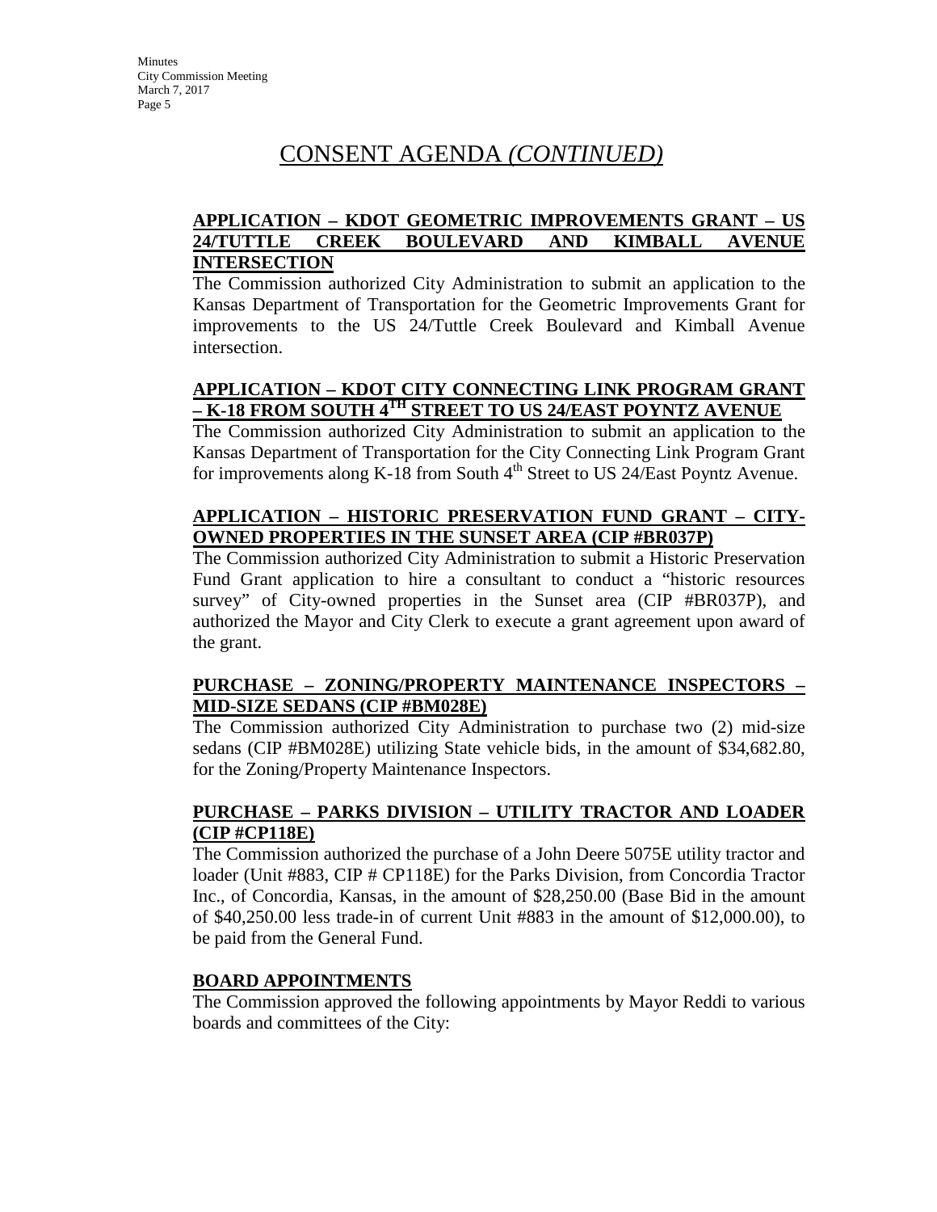# CONSENT AGENDA *(CONTINUED)*

**APPLICATION – KDOT GEOMETRIC IMPROVEMENTS GRANT – US 24/TUTTLE CREEK BOULEVARD AND KIMBALL AVENUE INTERSECTION**

The Commission authorized City Administration to submit an application to the Kansas Department of Transportation for the Geometric Improvements Grant for improvements to the US 24/Tuttle Creek Boulevard and Kimball Avenue intersection.

**APPLICATION – KDOT CITY CONNECTING LINK PROGRAM GRANT – K-18 FROM SOUTH 4TH STREET TO US 24/EAST POYNTZ AVENUE**

The Commission authorized City Administration to submit an application to the Kansas Department of Transportation for the City Connecting Link Program Grant for improvements along K-18 from South 4th Street to US 24/East Poyntz Avenue.

**APPLICATION – HISTORIC PRESERVATION FUND GRANT – CITY-OWNED PROPERTIES IN THE SUNSET AREA (CIP #BR037P)**

The Commission authorized City Administration to submit a Historic Preservation Fund Grant application to hire a consultant to conduct a "historic resources survey" of City-owned properties in the Sunset area (CIP #BR037P), and authorized the Mayor and City Clerk to execute a grant agreement upon award of the grant.

**PURCHASE – ZONING/PROPERTY MAINTENANCE INSPECTORS – MID-SIZE SEDANS (CIP #BM028E)**

The Commission authorized City Administration to purchase two (2) mid-size sedans (CIP #BM028E) utilizing State vehicle bids, in the amount of $34,682.80, for the Zoning/Property Maintenance Inspectors.

**PURCHASE – PARKS DIVISION – UTILITY TRACTOR AND LOADER (CIP #CP118E)**

The Commission authorized the purchase of a John Deere 5075E utility tractor and loader (Unit #883, CIP # CP118E) for the Parks Division, from Concordia Tractor Inc., of Concordia, Kansas, in the amount of $28,250.00 (Base Bid in the amount of $40,250.00 less trade-in of current Unit #883 in the amount of $12,000.00), to be paid from the General Fund.

**BOARD APPOINTMENTS**

The Commission approved the following appointments by Mayor Reddi to various boards and committees of the City: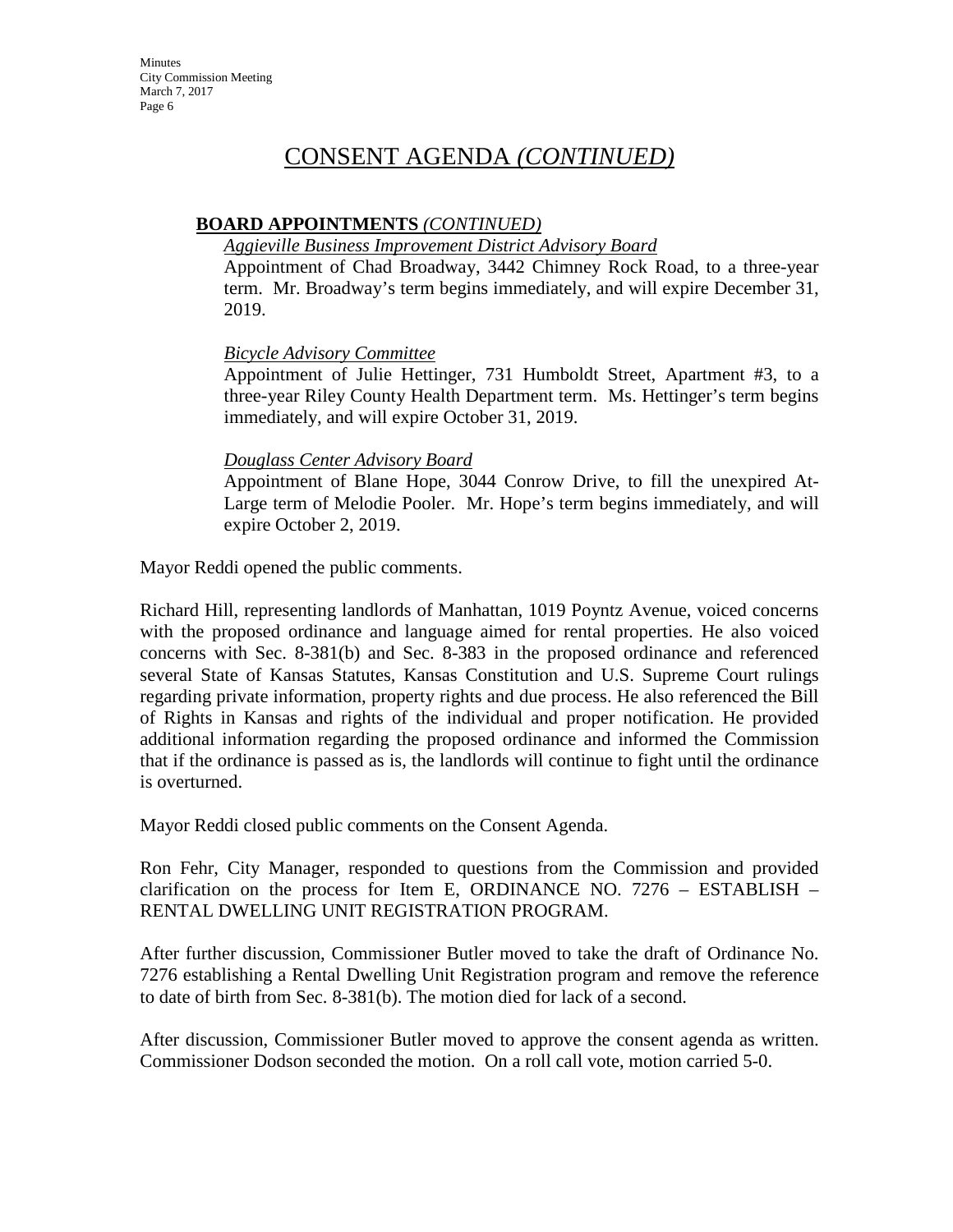# CONSENT AGENDA *(CONTINUED)*

**BOARD APPOINTMENTS** *(CONTINUED)*

*Aggieville Business Improvement District Advisory Board*

Appointment of Chad Broadway, 3442 Chimney Rock Road, to a three-year term. Mr. Broadway's term begins immediately, and will expire December 31, 2019.

*Bicycle Advisory Committee*

Appointment of Julie Hettinger, 731 Humboldt Street, Apartment #3, to a three-year Riley County Health Department term. Ms. Hettinger's term begins immediately, and will expire October 31, 2019.

*Douglass Center Advisory Board*

Appointment of Blane Hope, 3044 Conrow Drive, to fill the unexpired At-Large term of Melodie Pooler. Mr. Hope's term begins immediately, and will expire October 2, 2019.

Mayor Reddi opened the public comments.

Richard Hill, representing landlords of Manhattan, 1019 Poyntz Avenue, voiced concerns with the proposed ordinance and language aimed for rental properties. He also voiced concerns with Sec. 8-381(b) and Sec. 8-383 in the proposed ordinance and referenced several State of Kansas Statutes, Kansas Constitution and U.S. Supreme Court rulings regarding private information, property rights and due process. He also referenced the Bill of Rights in Kansas and rights of the individual and proper notification. He provided additional information regarding the proposed ordinance and informed the Commission that if the ordinance is passed as is, the landlords will continue to fight until the ordinance is overturned.

Mayor Reddi closed public comments on the Consent Agenda.

Ron Fehr, City Manager, responded to questions from the Commission and provided clarification on the process for Item E, ORDINANCE NO. 7276 – ESTABLISH – RENTAL DWELLING UNIT REGISTRATION PROGRAM.

After further discussion, Commissioner Butler moved to take the draft of Ordinance No. 7276 establishing a Rental Dwelling Unit Registration program and remove the reference to date of birth from Sec. 8-381(b). The motion died for lack of a second.

After discussion, Commissioner Butler moved to approve the consent agenda as written. Commissioner Dodson seconded the motion. On a roll call vote, motion carried 5-0.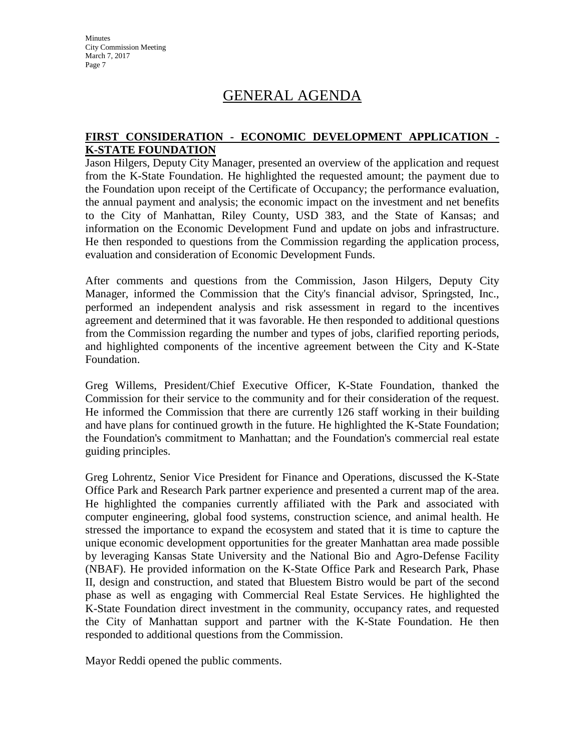# GENERAL AGENDA

## FIRST CONSIDERATION - ECONOMIC DEVELOPMENT APPLICATION - K-STATE FOUNDATION

Jason Hilgers, Deputy City Manager, presented an overview of the application and request from the K-State Foundation. He highlighted the requested amount; the payment due to the Foundation upon receipt of the Certificate of Occupancy; the performance evaluation, the annual payment and analysis; the economic impact on the investment and net benefits to the City of Manhattan, Riley County, USD 383, and the State of Kansas; and information on the Economic Development Fund and update on jobs and infrastructure. He then responded to questions from the Commission regarding the application process, evaluation and consideration of Economic Development Funds.

After comments and questions from the Commission, Jason Hilgers, Deputy City Manager, informed the Commission that the City's financial advisor, Springsted, Inc., performed an independent analysis and risk assessment in regard to the incentives agreement and determined that it was favorable. He then responded to additional questions from the Commission regarding the number and types of jobs, clarified reporting periods, and highlighted components of the incentive agreement between the City and K-State Foundation.

Greg Willems, President/Chief Executive Officer, K-State Foundation, thanked the Commission for their service to the community and for their consideration of the request. He informed the Commission that there are currently 126 staff working in their building and have plans for continued growth in the future. He highlighted the K-State Foundation; the Foundation's commitment to Manhattan; and the Foundation's commercial real estate guiding principles.

Greg Lohrentz, Senior Vice President for Finance and Operations, discussed the K-State Office Park and Research Park partner experience and presented a current map of the area. He highlighted the companies currently affiliated with the Park and associated with computer engineering, global food systems, construction science, and animal health. He stressed the importance to expand the ecosystem and stated that it is time to capture the unique economic development opportunities for the greater Manhattan area made possible by leveraging Kansas State University and the National Bio and Agro-Defense Facility (NBAF). He provided information on the K-State Office Park and Research Park, Phase II, design and construction, and stated that Bluestem Bistro would be part of the second phase as well as engaging with Commercial Real Estate Services. He highlighted the K-State Foundation direct investment in the community, occupancy rates, and requested the City of Manhattan support and partner with the K-State Foundation. He then responded to additional questions from the Commission.

Mayor Reddi opened the public comments.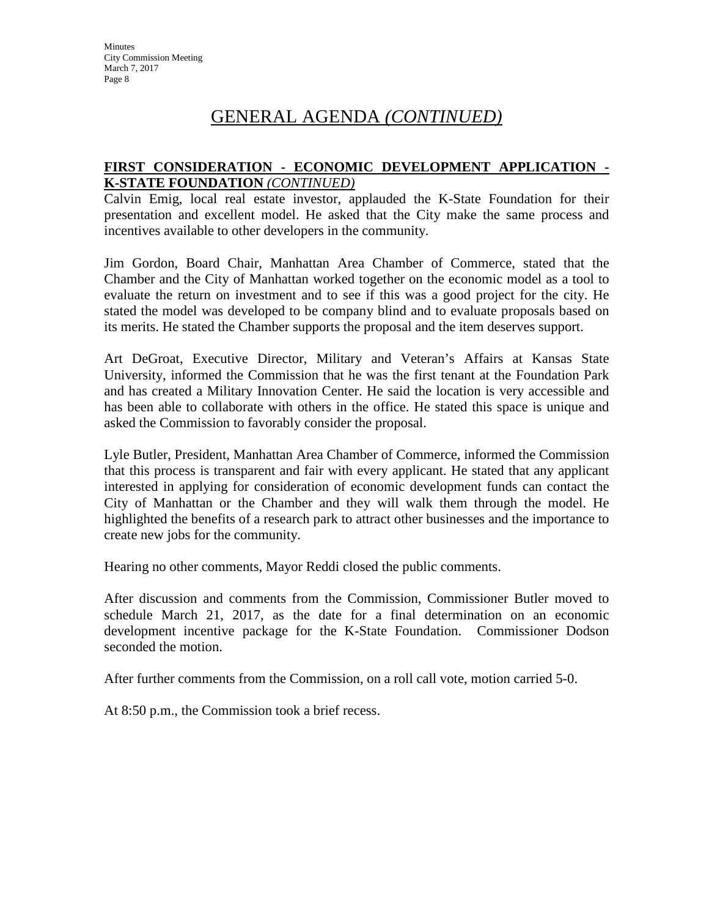# GENERAL AGENDA *(CONTINUED)*

**FIRST CONSIDERATION - ECONOMIC DEVELOPMENT APPLICATION - K-STATE FOUNDATION** *(CONTINUED)*

Calvin Emig, local real estate investor, applauded the K-State Foundation for their presentation and excellent model. He asked that the City make the same process and incentives available to other developers in the community.

Jim Gordon, Board Chair, Manhattan Area Chamber of Commerce, stated that the Chamber and the City of Manhattan worked together on the economic model as a tool to evaluate the return on investment and to see if this was a good project for the city. He stated the model was developed to be company blind and to evaluate proposals based on its merits. He stated the Chamber supports the proposal and the item deserves support.

Art DeGroat, Executive Director, Military and Veteran's Affairs at Kansas State University, informed the Commission that he was the first tenant at the Foundation Park and has created a Military Innovation Center. He said the location is very accessible and has been able to collaborate with others in the office. He stated this space is unique and asked the Commission to favorably consider the proposal.

Lyle Butler, President, Manhattan Area Chamber of Commerce, informed the Commission that this process is transparent and fair with every applicant. He stated that any applicant interested in applying for consideration of economic development funds can contact the City of Manhattan or the Chamber and they will walk them through the model. He highlighted the benefits of a research park to attract other businesses and the importance to create new jobs for the community.

Hearing no other comments, Mayor Reddi closed the public comments.

After discussion and comments from the Commission, Commissioner Butler moved to schedule March 21, 2017, as the date for a final determination on an economic development incentive package for the K-State Foundation. Commissioner Dodson seconded the motion.

After further comments from the Commission, on a roll call vote, motion carried 5-0.

At 8:50 p.m., the Commission took a brief recess.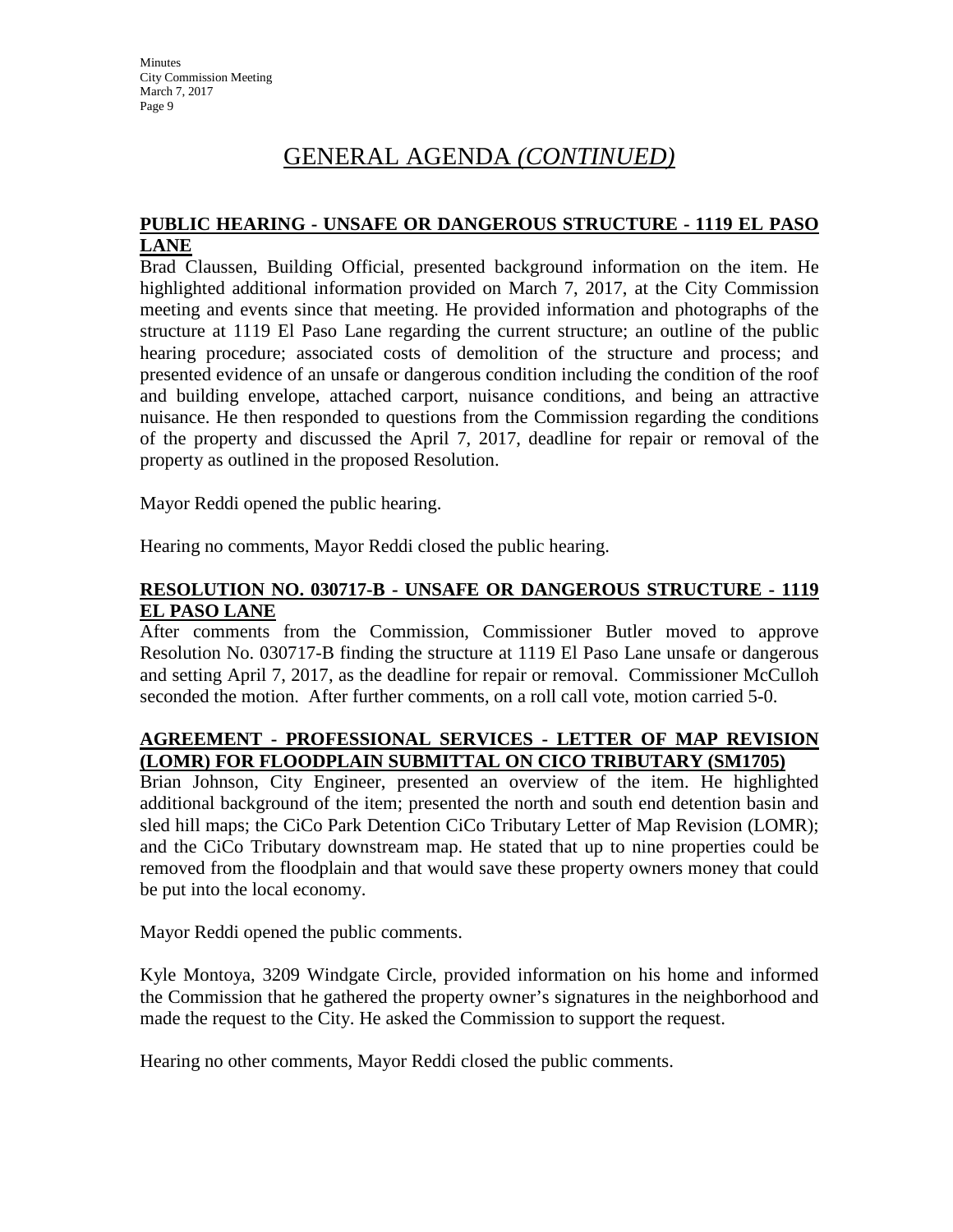# GENERAL AGENDA *(CONTINUED)*

## PUBLIC HEARING - UNSAFE OR DANGEROUS STRUCTURE - 1119 EL PASO LANE

Brad Claussen, Building Official, presented background information on the item. He highlighted additional information provided on March 7, 2017, at the City Commission meeting and events since that meeting. He provided information and photographs of the structure at 1119 El Paso Lane regarding the current structure; an outline of the public hearing procedure; associated costs of demolition of the structure and process; and presented evidence of an unsafe or dangerous condition including the condition of the roof and building envelope, attached carport, nuisance conditions, and being an attractive nuisance. He then responded to questions from the Commission regarding the conditions of the property and discussed the April 7, 2017, deadline for repair or removal of the property as outlined in the proposed Resolution.

Mayor Reddi opened the public hearing.

Hearing no comments, Mayor Reddi closed the public hearing.

## RESOLUTION NO. 030717-B - UNSAFE OR DANGEROUS STRUCTURE - 1119 EL PASO LANE

After comments from the Commission, Commissioner Butler moved to approve Resolution No. 030717-B finding the structure at 1119 El Paso Lane unsafe or dangerous and setting April 7, 2017, as the deadline for repair or removal. Commissioner McCulloh seconded the motion. After further comments, on a roll call vote, motion carried 5-0.

## AGREEMENT - PROFESSIONAL SERVICES - LETTER OF MAP REVISION (LOMR) FOR FLOODPLAIN SUBMITTAL ON CICO TRIBUTARY (SM1705)

Brian Johnson, City Engineer, presented an overview of the item. He highlighted additional background of the item; presented the north and south end detention basin and sled hill maps; the CiCo Park Detention CiCo Tributary Letter of Map Revision (LOMR); and the CiCo Tributary downstream map. He stated that up to nine properties could be removed from the floodplain and that would save these property owners money that could be put into the local economy.

Mayor Reddi opened the public comments.

Kyle Montoya, 3209 Windgate Circle, provided information on his home and informed the Commission that he gathered the property owner's signatures in the neighborhood and made the request to the City. He asked the Commission to support the request.

Hearing no other comments, Mayor Reddi closed the public comments.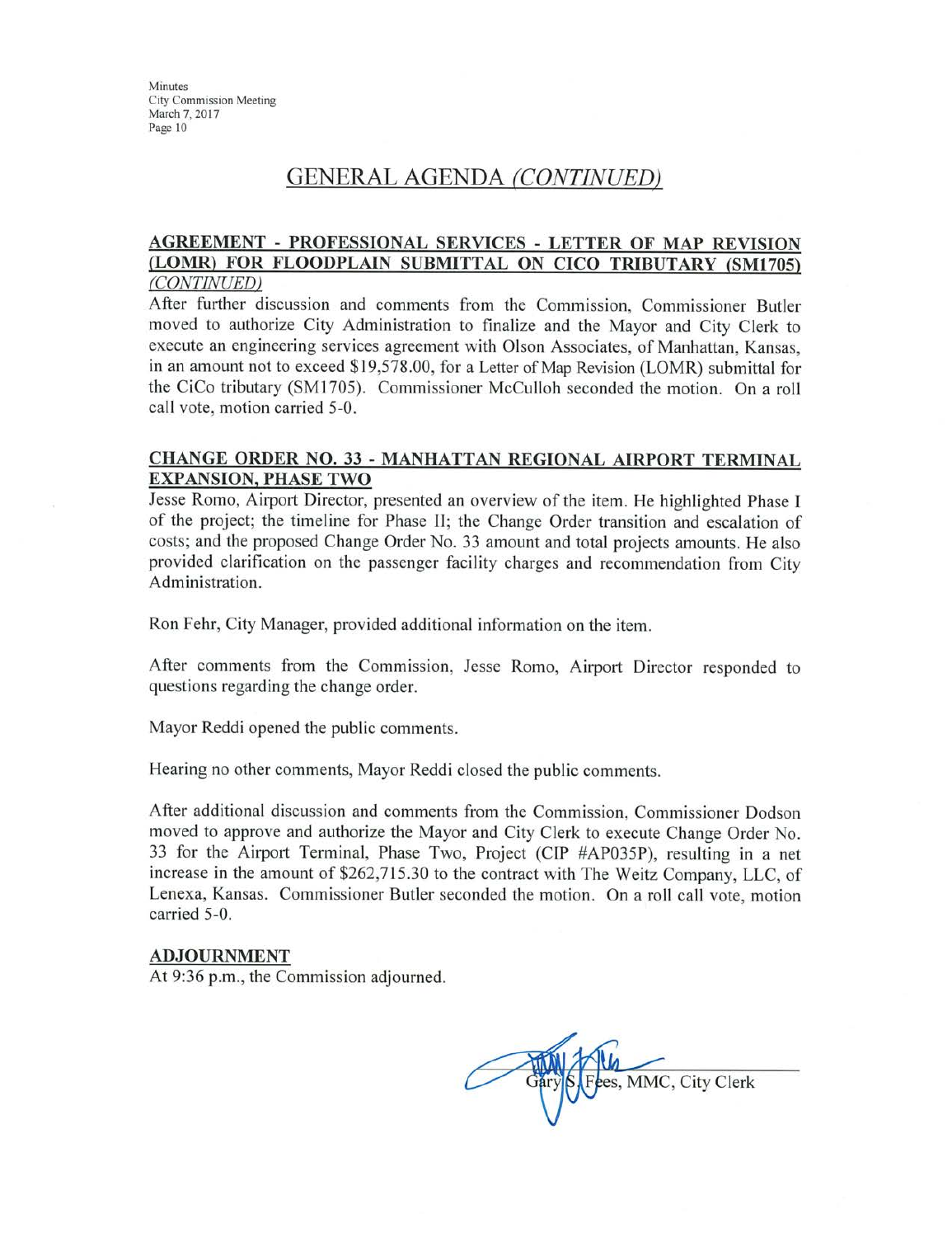## GENERAL AGENDA *(CONTINUED)*

### AGREEMENT - PROFESSIONAL SERVICES - LETTER OF MAP REVISION (LOMR) FOR FLOODPLAIN SUBMITTAL ON CICO TRIBUTARY (SM1705) *(CONTINUED)*

After further discussion and comments from the Commission, Commissioner Butler moved to authorize City Administration to finalize and the Mayor and City Clerk to execute an engineering services agreement with Olson Associates, of Manhattan, Kansas, in an amount not to exceed $19,578.00, for a Letter of Map Revision (LOMR) submittal for the CiCo tributary (SM1705). Commissioner McCulloh seconded the motion. On a roll call vote, motion carried 5-0.

### CHANGE ORDER NO. 33 - MANHATTAN REGIONAL AIRPORT TERMINAL EXPANSION, PHASE TWO

Jesse Romo, Airport Director, presented an overview of the item. He highlighted Phase I of the project; the timeline for Phase II; the Change Order transition and escalation of costs; and the proposed Change Order No. 33 amount and total projects amounts. He also provided clarification on the passenger facility charges and recommendation from City Administration.

Ron Fehr, City Manager, provided additional information on the item.

After comments from the Commission, Jesse Romo, Airport Director responded to questions regarding the change order.

Mayor Reddi opened the public comments.

Hearing no other comments, Mayor Reddi closed the public comments.

After additional discussion and comments from the Commission, Commissioner Dodson moved to approve and authorize the Mayor and City Clerk to execute Change Order No. 33 for the Airport Terminal, Phase Two, Project (CIP #AP035P), resulting in a net increase in the amount of $262,715.30 to the contract with The Weitz Company, LLC, of Lenexa, Kansas. Commissioner Butler seconded the motion. On a roll call vote, motion carried 5-0.

### ADJOURNMENT

At 9:36 p.m., the Commission adjourned.

Gary S. Fees, MMC, City Clerk